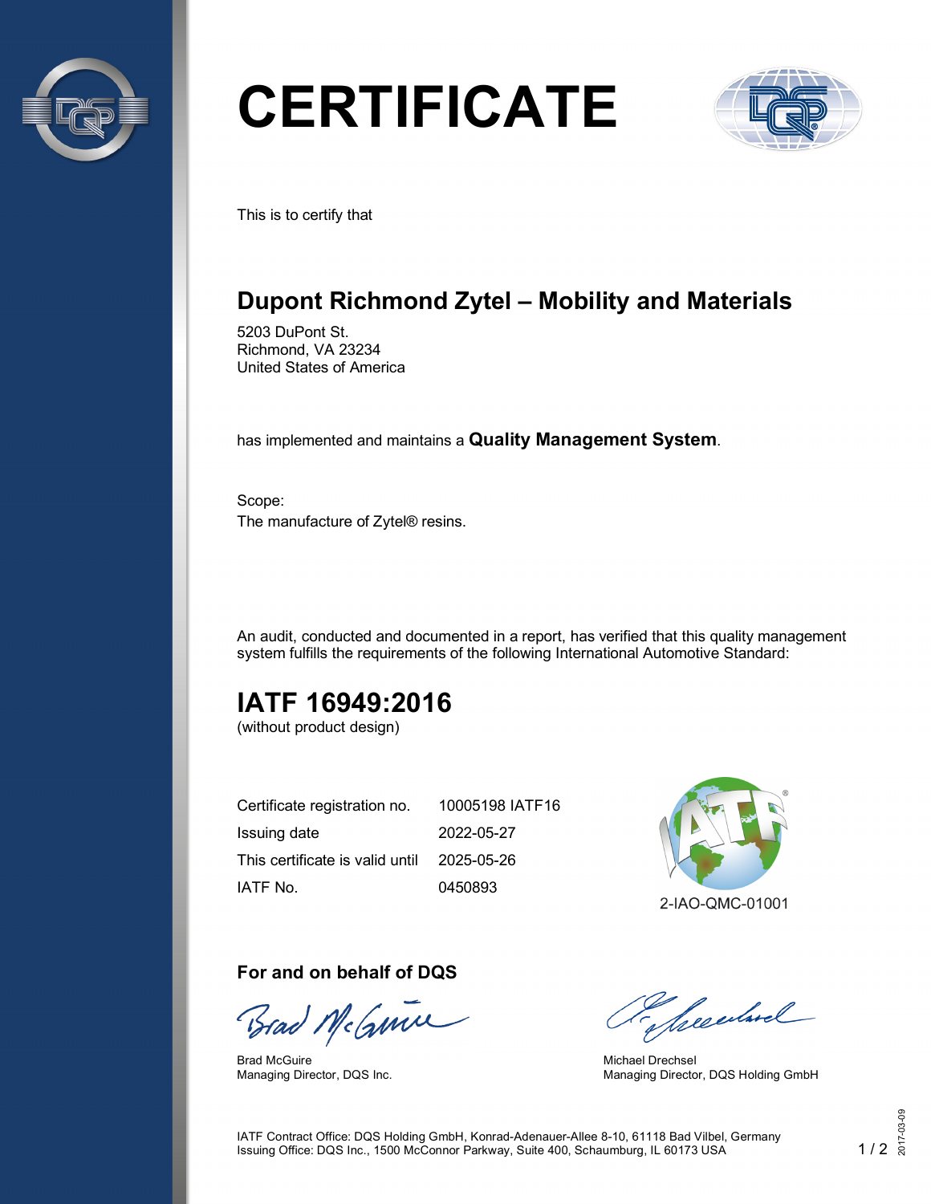# CERTIFICATE

This is to certify that

## Dupont Richmond Zytel – Mobility and Materials

5203 DuPont St.
Richmond, VA 23234
United States of America

has implemented and maintains a **Quality Management System**.

Scope:
The manufacture of Zytel® resins.

An audit, conducted and documented in a report, has verified that this quality management system fulfills the requirements of the following International Automotive Standard:

## IATF 16949:2016

(without product design)

| | |
|---|---|
| Certificate registration no. | 10005198 IATF16 |
| Issuing date | 2022-05-27 |
| This certificate is valid until | 2025-05-26 |
| IATF No. | 0450893 |

2-IAO-QMC-01001

### For and on behalf of DQS

Brad McGuire
Managing Director, DQS Inc.

Michael Drechsel
Managing Director, DQS Holding GmbH

IATF Contract Office: DQS Holding GmbH, Konrad-Adenauer-Allee 8-10, 61118 Bad Vilbel, Germany
Issuing Office: DQS Inc., 1500 McConnor Parkway, Suite 400, Schaumburg, IL 60173 USA

2017-03-09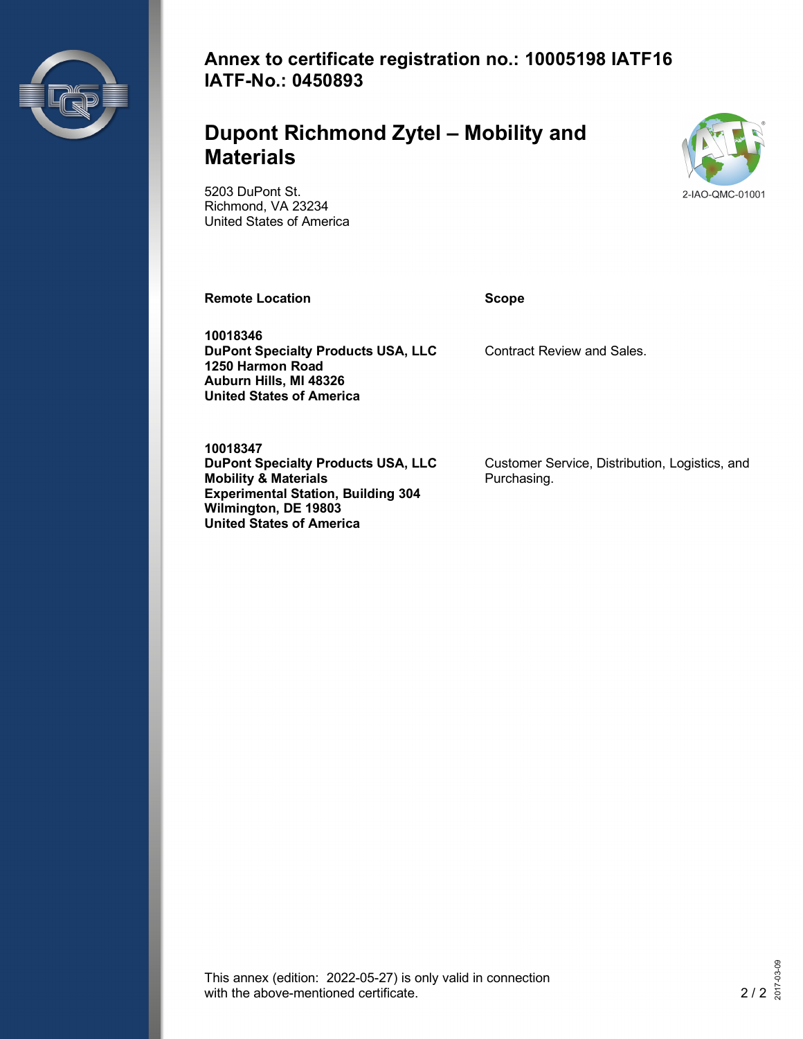# Annex to certificate registration no.: 10005198 IATF16
# IATF-No.: 0450893

## Dupont Richmond Zytel – Mobility and Materials

5203 DuPont St.
Richmond, VA 23234
United States of America

2-IAO-QMC-01001

| Remote Location | Scope |
|---|---|
| **10018346**<br>**DuPont Specialty Products USA, LLC**<br>**1250 Harmon Road**<br>**Auburn Hills, MI 48326**<br>**United States of America** | Contract Review and Sales. |
| **10018347**<br>**DuPont Specialty Products USA, LLC**<br>**Mobility & Materials**<br>**Experimental Station, Building 304**<br>**Wilmington, DE 19803**<br>**United States of America** | Customer Service, Distribution, Logistics, and Purchasing. |

This annex (edition: 2022-05-27) is only valid in connection with the above-mentioned certificate.

2017-03-09